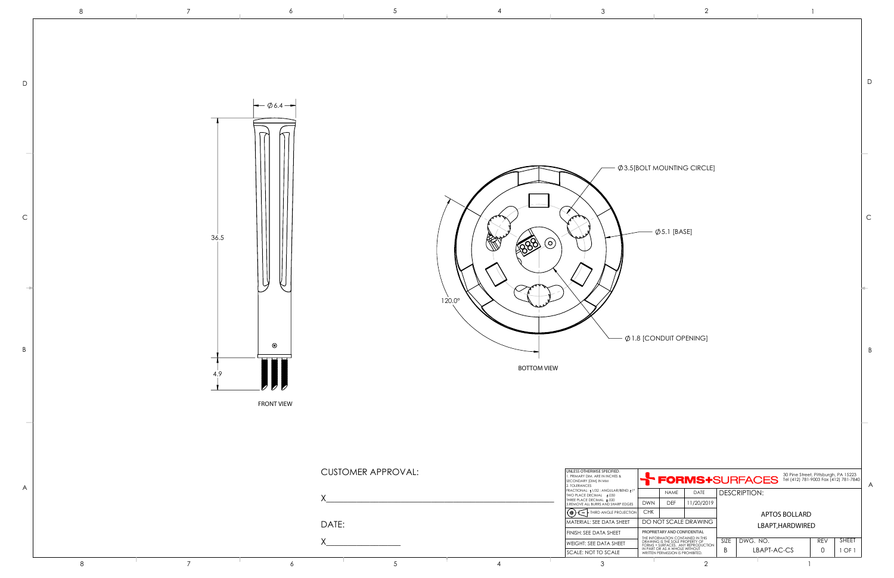Ø 6.4

36.5

4.9

FRONT VIEW

Ø3.5[BOLT MOUNTING CIRCLE]

Ø5.1 [BASE]

120.0°

Ø1.8 [CONDUIT OPENING]

BOTTOM VIEW

CUSTOMER APPROVAL:

X_______________________________

DATE:

X_______________

UNLESS OTHERWISE SPECIFIED:
1. PRIMARY DIM. ARE IN INCHES & SECONDARY [DIM] IN MM
2. TOLERANCES
FRACTIONAL: ±1/32 ; ANGULAR/BEND: ±1°
TWO PLACE DECIMAL ±.030
THREE PLACE DECIMAL ±.020
3. REMOVE ALL BURRS AND SHARP EDGES

THIRD ANGLE PROJECTION

MATERIAL: SEE DATA SHEET

FINISH: SEE DATA SHEET

WEIGHT: SEE DATA SHEET

SCALE: NOT TO SCALE

FORMS+SURFACES

30 Pine Street, Pittsburgh, PA 15223
Tel (412) 781-9003 Fax (412) 781-7840

| | NAME | DATE |
|---|---|---|
| DWN | DEF | 11/20/2019 |
| CHK | | |

DO NOT SCALE DRAWING

PROPRIETARY AND CONFIDENTIAL

THE INFORMATION CONTAINED IN THIS DRAWING IS THE SOLE PROPERTY OF FORMS + SURFACES. ANY REPRODUCTION IN PART OR AS A WHOLE WITHOUT WRITTEN PERMISSION IS PROHIBITED.

DESCRIPTION:

APTOS BOLLARD
LBAPT,HARDWIRED

| SIZE | DWG. NO. | REV | SHEET |
|---|---|---|---|
| B | LBAPT-AC-CS | 0 | 1 OF 1 |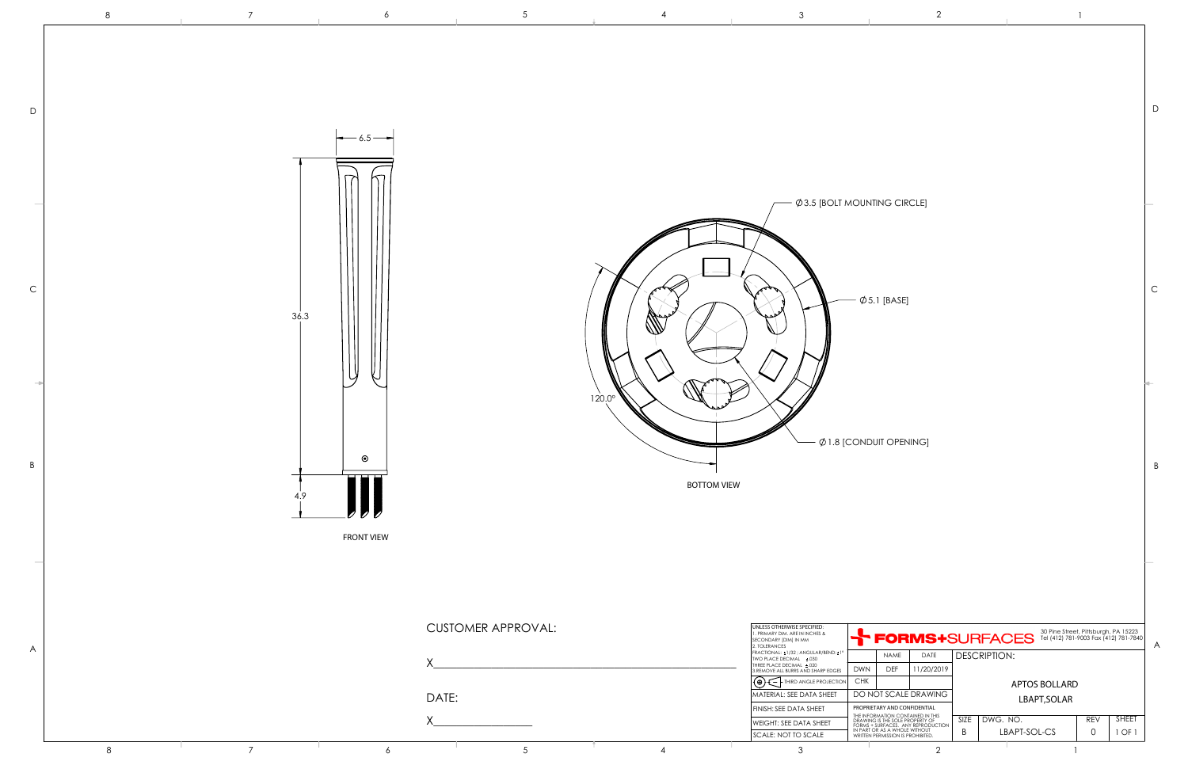6.5

36.3

4.9

FRONT VIEW

Ø3.5 [BOLT MOUNTING CIRCLE]

Ø5.1 [BASE]

120.0°

Ø1.8 [CONDUIT OPENING]

BOTTOM VIEW

CUSTOMER APPROVAL:

X________________________________________

DATE:

X________________

UNLESS OTHERWISE SPECIFIED:
1. PRIMARY DIM. ARE IN INCHES & SECONDARY [DIM] IN MM
2. TOLERANCES
FRACTIONAL: ±1/32 ; ANGULAR/BEND: ±1°
TWO PLACE DECIMAL ±.030
THREE PLACE DECIMAL ±.020
3.REMOVE ALL BURRS AND SHARP EDGES

THIRD ANGLE PROJECTION

MATERIAL: SEE DATA SHEET

FINISH: SEE DATA SHEET

WEIGHT: SEE DATA SHEET

SCALE: NOT TO SCALE

FORMS+SURFACES

30 Pine Street, Pittsburgh, PA 15223
Tel (412) 781-9003 Fax (412) 781-7840

| | NAME | DATE |
|---|---|---|
| DWN | DEF | 11/20/2019 |
| CHK | | |

DO NOT SCALE DRAWING

PROPRIETARY AND CONFIDENTIAL

THE INFORMATION CONTAINED IN THIS DRAWING IS THE SOLE PROPERTY OF FORMS + SURFACES. ANY REPRODUCTION IN PART OR AS A WHOLE WITHOUT WRITTEN PERMISSION IS PROHIBITED.

DESCRIPTION:

APTOS BOLLARD
LBAPT,SOLAR

| SIZE | DWG. NO. | REV | SHEET |
|---|---|---|---|
| B | LBAPT-SOL-CS | 0 | 1 OF 1 |